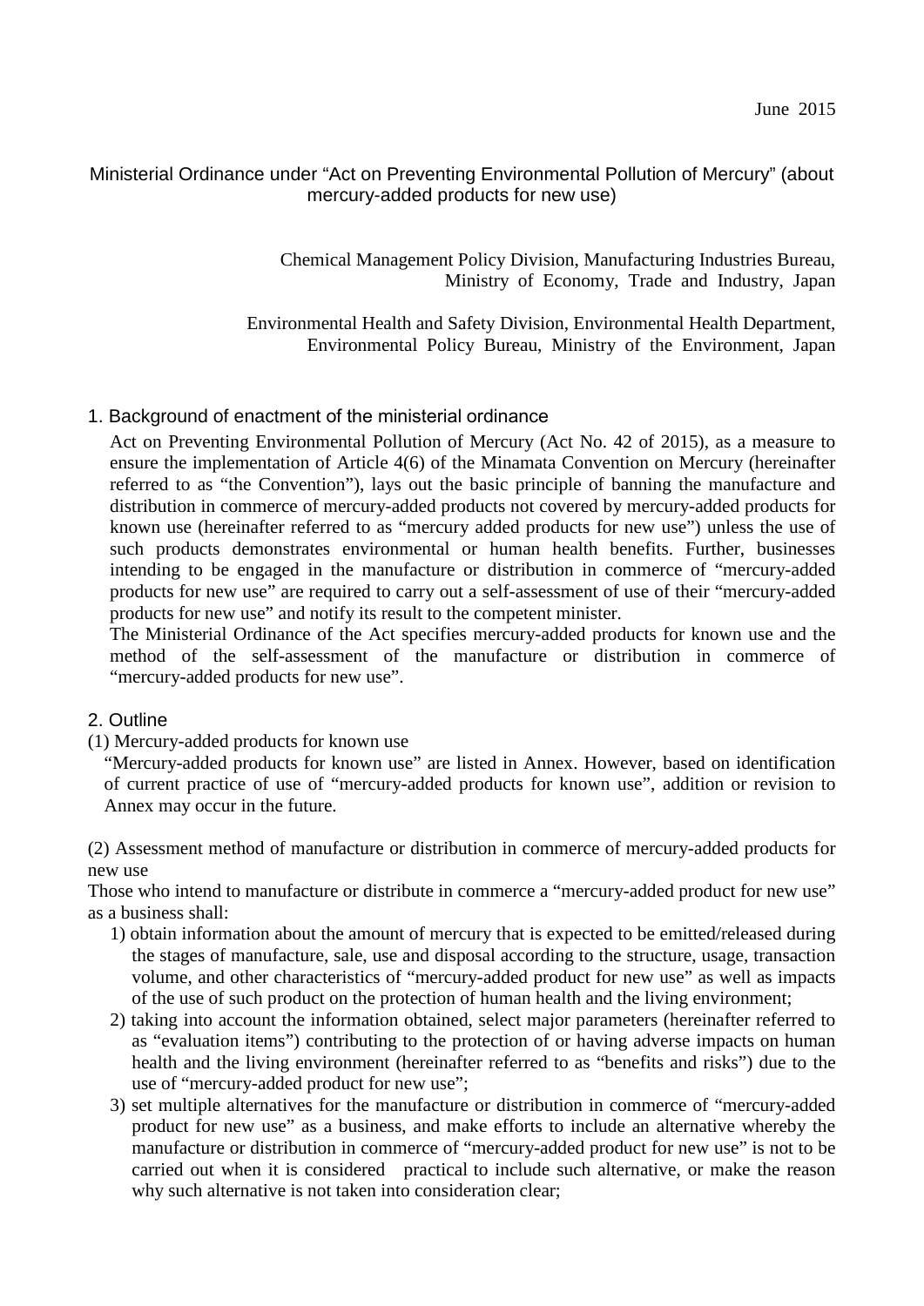June 2015

# Ministerial Ordinance under "Act on Preventing Environmental Pollution of Mercury" (about mercury-added products for new use)

Chemical Management Policy Division, Manufacturing Industries Bureau, Ministry of Economy, Trade and Industry, Japan

Environmental Health and Safety Division, Environmental Health Department, Environmental Policy Bureau, Ministry of the Environment, Japan

## 1. Background of enactment of the ministerial ordinance

Act on Preventing Environmental Pollution of Mercury (Act No. 42 of 2015), as a measure to ensure the implementation of Article 4(6) of the Minamata Convention on Mercury (hereinafter referred to as "the Convention"), lays out the basic principle of banning the manufacture and distribution in commerce of mercury-added products not covered by mercury-added products for known use (hereinafter referred to as "mercury added products for new use") unless the use of such products demonstrates environmental or human health benefits. Further, businesses intending to be engaged in the manufacture or distribution in commerce of "mercury-added products for new use" are required to carry out a self-assessment of use of their "mercury-added products for new use" and notify its result to the competent minister.

The Ministerial Ordinance of the Act specifies mercury-added products for known use and the method of the self-assessment of the manufacture or distribution in commerce of "mercury-added products for new use".

## 2. Outline

(1) Mercury-added products for known use

"Mercury-added products for known use" are listed in Annex. However, based on identification of current practice of use of "mercury-added products for known use", addition or revision to Annex may occur in the future.

(2) Assessment method of manufacture or distribution in commerce of mercury-added products for new use

Those who intend to manufacture or distribute in commerce a "mercury-added product for new use" as a business shall:

1) obtain information about the amount of mercury that is expected to be emitted/released during the stages of manufacture, sale, use and disposal according to the structure, usage, transaction volume, and other characteristics of "mercury-added product for new use" as well as impacts of the use of such product on the protection of human health and the living environment;
2) taking into account the information obtained, select major parameters (hereinafter referred to as "evaluation items") contributing to the protection of or having adverse impacts on human health and the living environment (hereinafter referred to as "benefits and risks") due to the use of "mercury-added product for new use";
3) set multiple alternatives for the manufacture or distribution in commerce of "mercury-added product for new use" as a business, and make efforts to include an alternative whereby the manufacture or distribution in commerce of "mercury-added product for new use" is not to be carried out when it is considered practical to include such alternative, or make the reason why such alternative is not taken into consideration clear;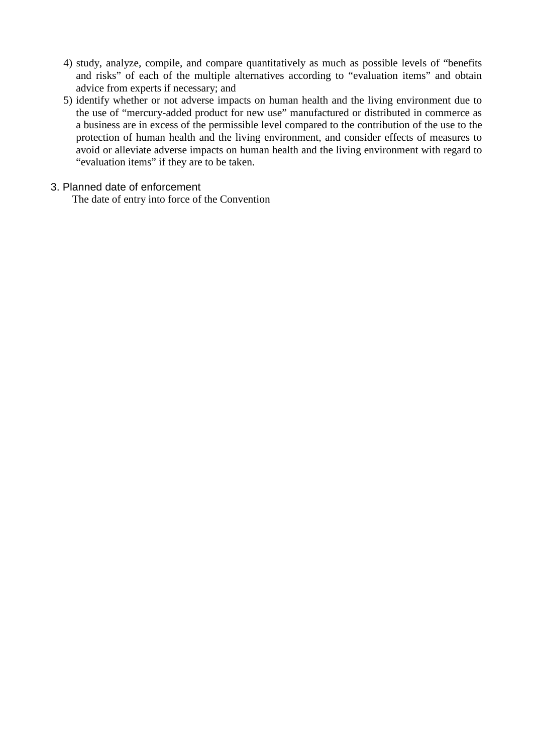4) study, analyze, compile, and compare quantitatively as much as possible levels of "benefits and risks" of each of the multiple alternatives according to "evaluation items" and obtain advice from experts if necessary; and
5) identify whether or not adverse impacts on human health and the living environment due to the use of "mercury-added product for new use" manufactured or distributed in commerce as a business are in excess of the permissible level compared to the contribution of the use to the protection of human health and the living environment, and consider effects of measures to avoid or alleviate adverse impacts on human health and the living environment with regard to "evaluation items" if they are to be taken.

## 3. Planned date of enforcement

The date of entry into force of the Convention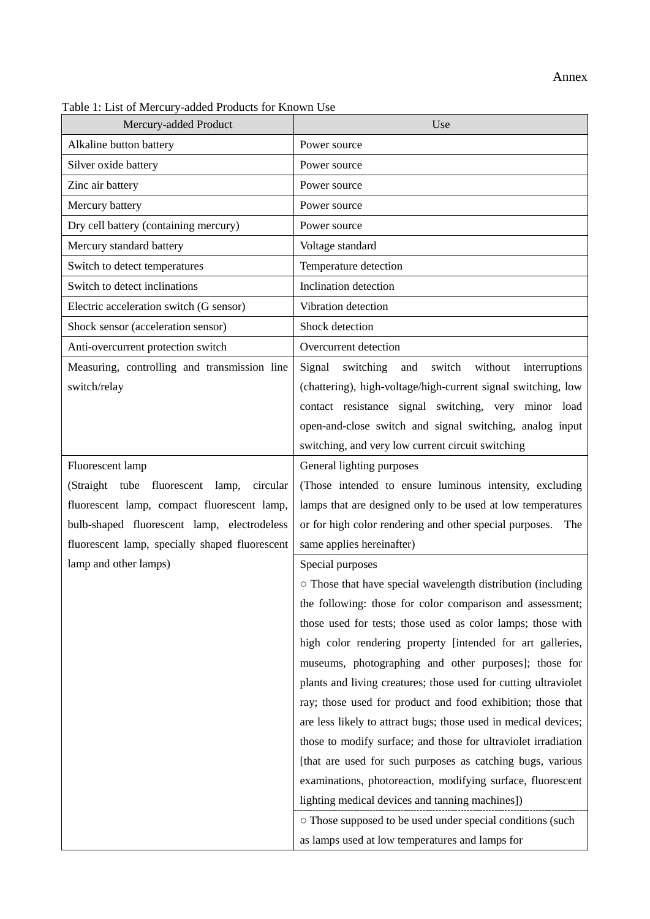Annex

Table 1: List of Mercury-added Products for Known Use

| Mercury-added Product | Use |
|---|---|
| Alkaline button battery | Power source |
| Silver oxide battery | Power source |
| Zinc air battery | Power source |
| Mercury battery | Power source |
| Dry cell battery (containing mercury) | Power source |
| Mercury standard battery | Voltage standard |
| Switch to detect temperatures | Temperature detection |
| Switch to detect inclinations | Inclination detection |
| Electric acceleration switch (G sensor) | Vibration detection |
| Shock sensor (acceleration sensor) | Shock detection |
| Anti-overcurrent protection switch | Overcurrent detection |
| Measuring, controlling and transmission line switch/relay | Signal switching and switch without interruptions (chattering), high-voltage/high-current signal switching, low contact resistance signal switching, very minor load open-and-close switch and signal switching, analog input switching, and very low current circuit switching |
| Fluorescent lamp (Straight tube fluorescent lamp, circular fluorescent lamp, compact fluorescent lamp, bulb-shaped fluorescent lamp, electrodeless fluorescent lamp, specially shaped fluorescent lamp and other lamps) | General lighting purposes (Those intended to ensure luminous intensity, excluding lamps that are designed only to be used at low temperatures or for high color rendering and other special purposes. The same applies hereinafter) |
| | Special purposes<br>○ Those that have special wavelength distribution (including the following: those for color comparison and assessment; those used for tests; those used as color lamps; those with high color rendering property [intended for art galleries, museums, photographing and other purposes]; those for plants and living creatures; those used for cutting ultraviolet ray; those used for product and food exhibition; those that are less likely to attract bugs; those used in medical devices; those to modify surface; and those for ultraviolet irradiation [that are used for such purposes as catching bugs, various examinations, photoreaction, modifying surface, fluorescent lighting medical devices and tanning machines])<br>○ Those supposed to be used under special conditions (such as lamps used at low temperatures and lamps for |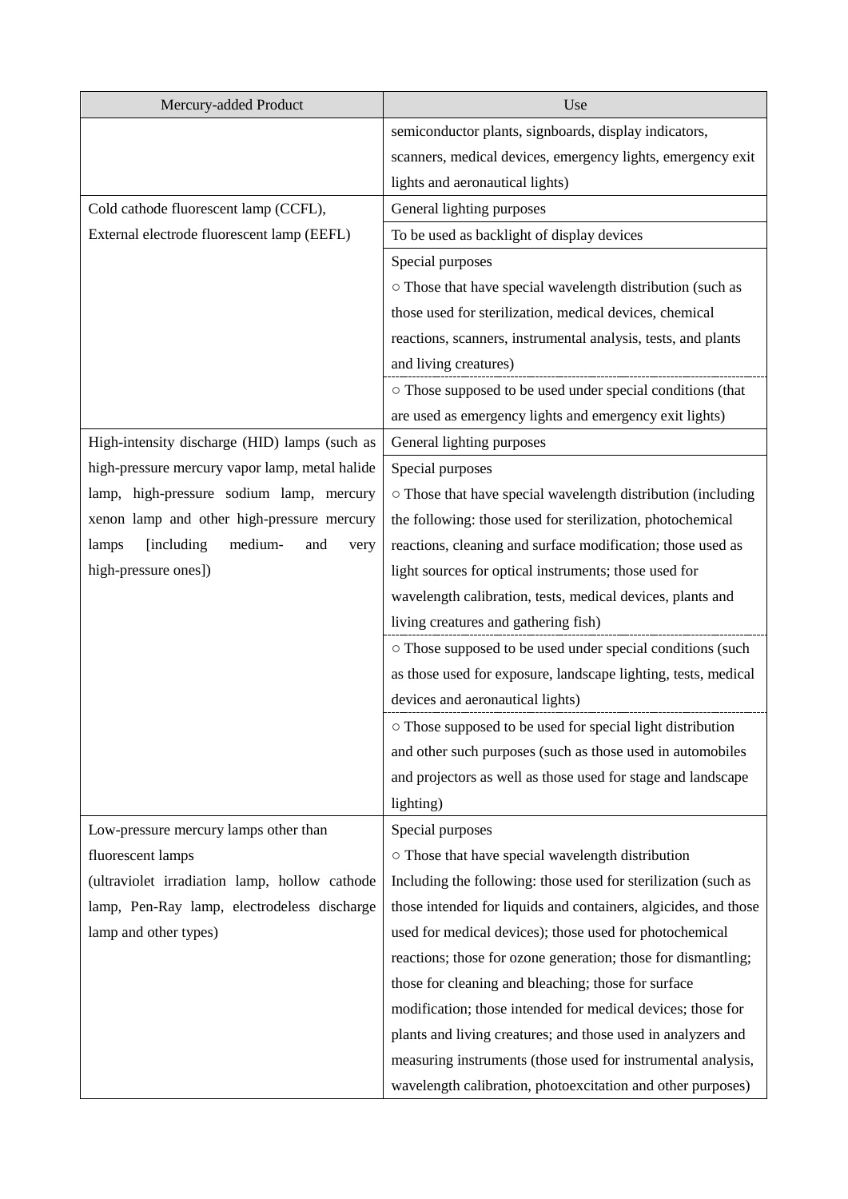| Mercury-added Product | Use |
|---|---|
| | semiconductor plants, signboards, display indicators, scanners, medical devices, emergency lights, emergency exit lights and aeronautical lights) |
| Cold cathode fluorescent lamp (CCFL), External electrode fluorescent lamp (EEFL) | General lighting purposes |
| | To be used as backlight of display devices |
| | Special purposes<br>○ Those that have special wavelength distribution (such as those used for sterilization, medical devices, chemical reactions, scanners, instrumental analysis, tests, and plants and living creatures) |
| | ○ Those supposed to be used under special conditions (that are used as emergency lights and emergency exit lights) |
| High-intensity discharge (HID) lamps (such as high-pressure mercury vapor lamp, metal halide lamp, high-pressure sodium lamp, mercury xenon lamp and other high-pressure mercury lamps [including medium- and very high-pressure ones]) | General lighting purposes |
| | Special purposes<br>○ Those that have special wavelength distribution (including the following: those used for sterilization, photochemical reactions, cleaning and surface modification; those used as light sources for optical instruments; those used for wavelength calibration, tests, medical devices, plants and living creatures and gathering fish) |
| | ○ Those supposed to be used under special conditions (such as those used for exposure, landscape lighting, tests, medical devices and aeronautical lights) |
| | ○ Those supposed to be used for special light distribution and other such purposes (such as those used in automobiles and projectors as well as those used for stage and landscape lighting) |
| Low-pressure mercury lamps other than fluorescent lamps (ultraviolet irradiation lamp, hollow cathode lamp, Pen-Ray lamp, electrodeless discharge lamp and other types) | Special purposes<br>○ Those that have special wavelength distribution<br>Including the following: those used for sterilization (such as those intended for liquids and containers, algicides, and those used for medical devices); those used for photochemical reactions; those for ozone generation; those for dismantling; those for cleaning and bleaching; those for surface modification; those intended for medical devices; those for plants and living creatures; and those used in analyzers and measuring instruments (those used for instrumental analysis, wavelength calibration, photoexcitation and other purposes) |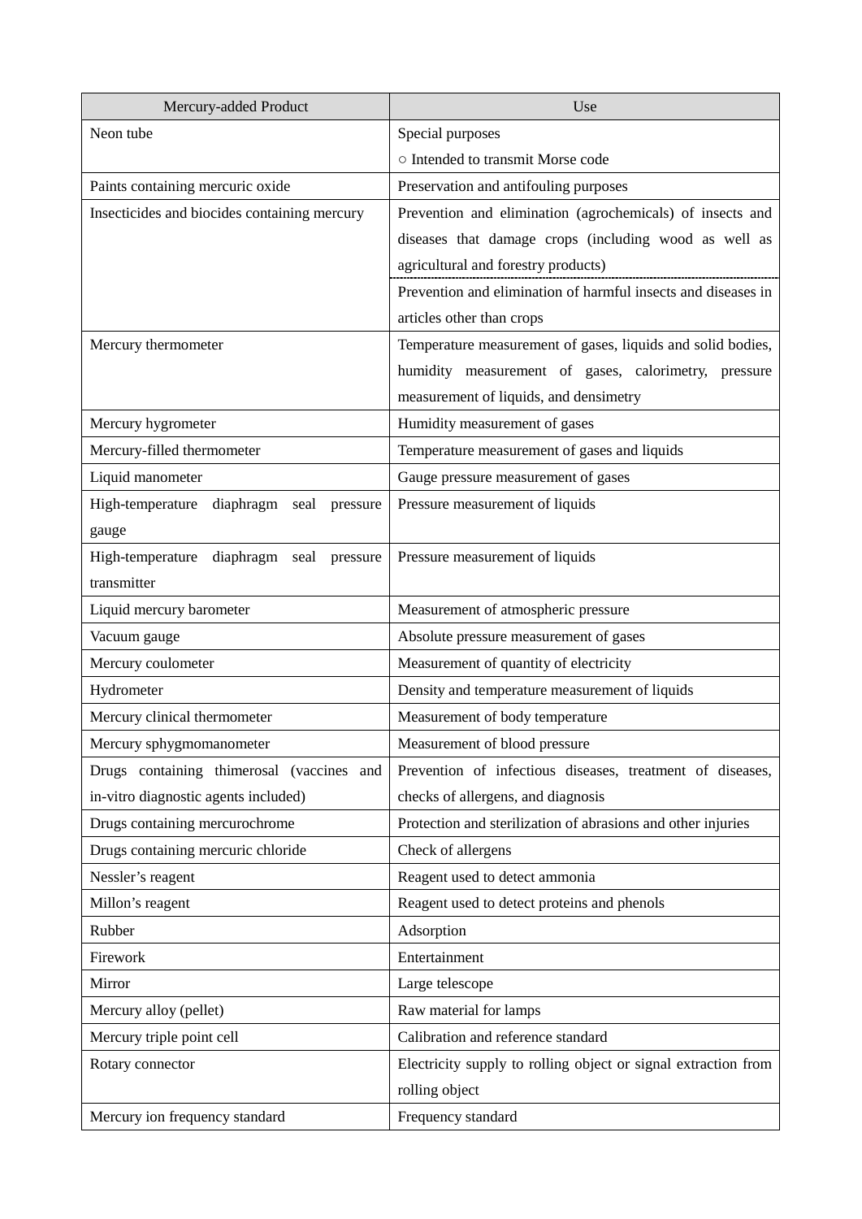| Mercury-added Product | Use |
| --- | --- |
| Neon tube | Special purposes<br>○ Intended to transmit Morse code |
| Paints containing mercuric oxide | Preservation and antifouling purposes |
| Insecticides and biocides containing mercury | Prevention and elimination (agrochemicals) of insects and diseases that damage crops (including wood as well as agricultural and forestry products) |
| | Prevention and elimination of harmful insects and diseases in articles other than crops |
| Mercury thermometer | Temperature measurement of gases, liquids and solid bodies, humidity measurement of gases, calorimetry, pressure measurement of liquids, and densimetry |
| Mercury hygrometer | Humidity measurement of gases |
| Mercury-filled thermometer | Temperature measurement of gases and liquids |
| Liquid manometer | Gauge pressure measurement of gases |
| High-temperature diaphragm seal pressure gauge | Pressure measurement of liquids |
| High-temperature diaphragm seal pressure transmitter | Pressure measurement of liquids |
| Liquid mercury barometer | Measurement of atmospheric pressure |
| Vacuum gauge | Absolute pressure measurement of gases |
| Mercury coulometer | Measurement of quantity of electricity |
| Hydrometer | Density and temperature measurement of liquids |
| Mercury clinical thermometer | Measurement of body temperature |
| Mercury sphygmomanometer | Measurement of blood pressure |
| Drugs containing thimerosal (vaccines and in-vitro diagnostic agents included) | Prevention of infectious diseases, treatment of diseases, checks of allergens, and diagnosis |
| Drugs containing mercurochrome | Protection and sterilization of abrasions and other injuries |
| Drugs containing mercuric chloride | Check of allergens |
| Nessler's reagent | Reagent used to detect ammonia |
| Millon's reagent | Reagent used to detect proteins and phenols |
| Rubber | Adsorption |
| Firework | Entertainment |
| Mirror | Large telescope |
| Mercury alloy (pellet) | Raw material for lamps |
| Mercury triple point cell | Calibration and reference standard |
| Rotary connector | Electricity supply to rolling object or signal extraction from rolling object |
| Mercury ion frequency standard | Frequency standard |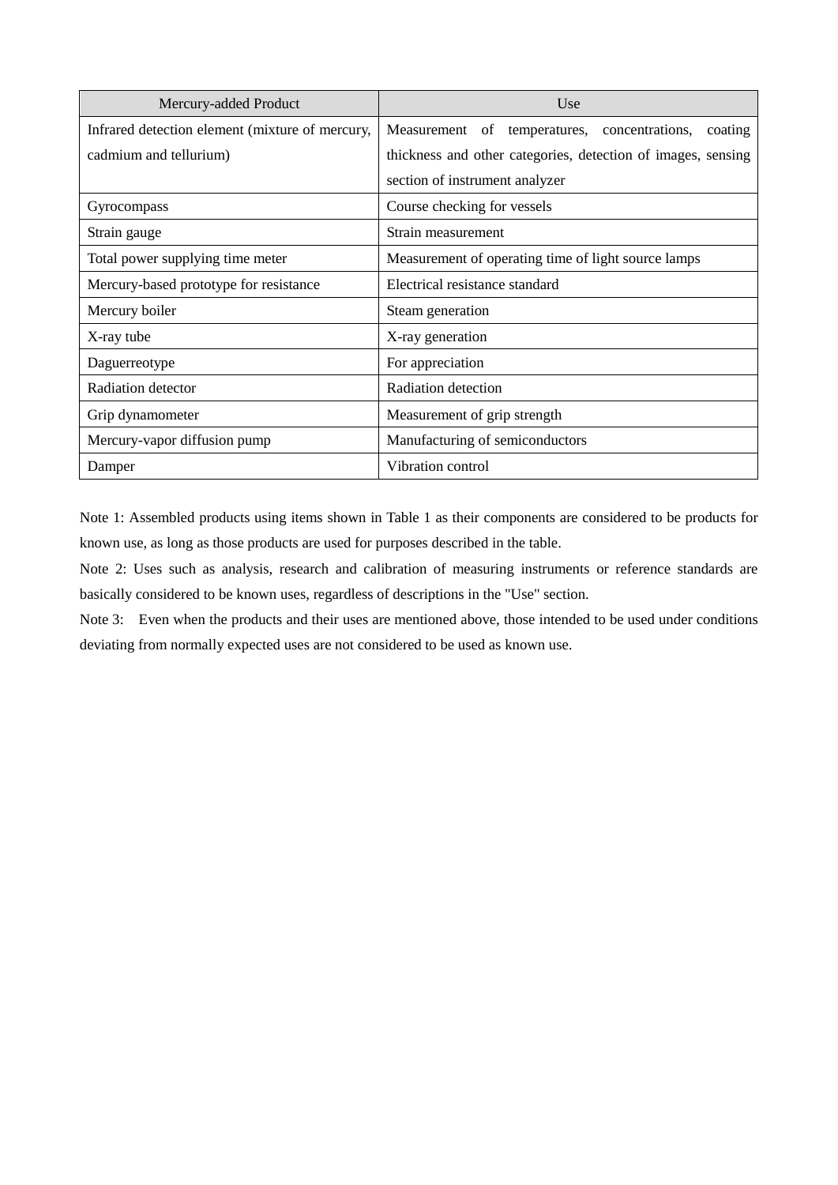| Mercury-added Product | Use |
|---|---|
| Infrared detection element (mixture of mercury, cadmium and tellurium) | Measurement of temperatures, concentrations, coating thickness and other categories, detection of images, sensing section of instrument analyzer |
| Gyrocompass | Course checking for vessels |
| Strain gauge | Strain measurement |
| Total power supplying time meter | Measurement of operating time of light source lamps |
| Mercury-based prototype for resistance | Electrical resistance standard |
| Mercury boiler | Steam generation |
| X-ray tube | X-ray generation |
| Daguerreotype | For appreciation |
| Radiation detector | Radiation detection |
| Grip dynamometer | Measurement of grip strength |
| Mercury-vapor diffusion pump | Manufacturing of semiconductors |
| Damper | Vibration control |

Note 1: Assembled products using items shown in Table 1 as their components are considered to be products for known use, as long as those products are used for purposes described in the table.

Note 2: Uses such as analysis, research and calibration of measuring instruments or reference standards are basically considered to be known uses, regardless of descriptions in the "Use" section.

Note 3: Even when the products and their uses are mentioned above, those intended to be used under conditions deviating from normally expected uses are not considered to be used as known use.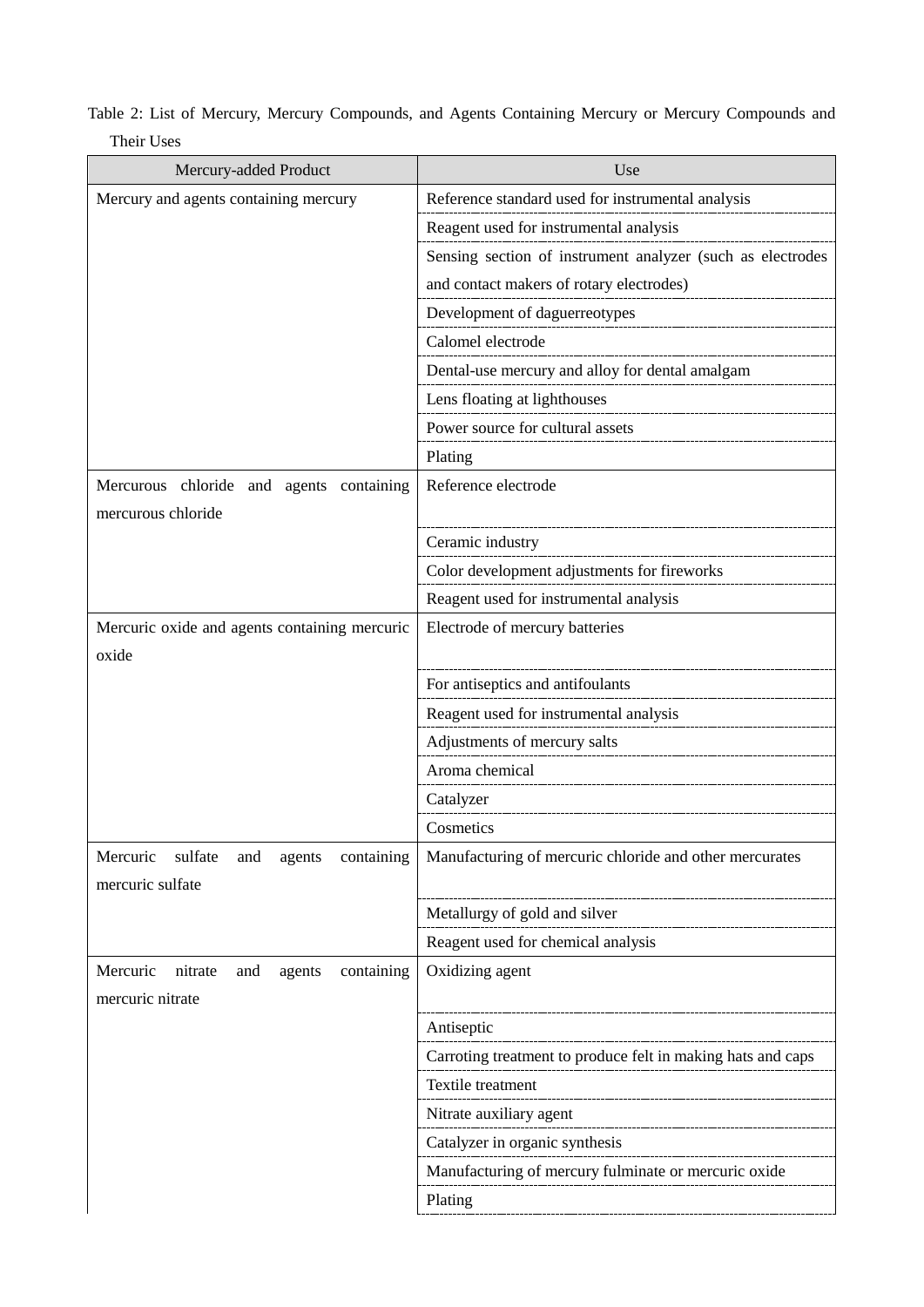Table 2: List of Mercury, Mercury Compounds, and Agents Containing Mercury or Mercury Compounds and Their Uses

| Mercury-added Product | Use |
|---|---|
| Mercury and agents containing mercury | Reference standard used for instrumental analysis |
| | Reagent used for instrumental analysis |
| | Sensing section of instrument analyzer (such as electrodes and contact makers of rotary electrodes) |
| | Development of daguerreotypes |
| | Calomel electrode |
| | Dental-use mercury and alloy for dental amalgam |
| | Lens floating at lighthouses |
| | Power source for cultural assets |
| | Plating |
| Mercurous chloride and agents containing mercurous chloride | Reference electrode |
| | Ceramic industry |
| | Color development adjustments for fireworks |
| | Reagent used for instrumental analysis |
| Mercuric oxide and agents containing mercuric oxide | Electrode of mercury batteries |
| | For antiseptics and antifoulants |
| | Reagent used for instrumental analysis |
| | Adjustments of mercury salts |
| | Aroma chemical |
| | Catalyzer |
| | Cosmetics |
| Mercuric sulfate and agents containing mercuric sulfate | Manufacturing of mercuric chloride and other mercurates |
| | Metallurgy of gold and silver |
| | Reagent used for chemical analysis |
| Mercuric nitrate and agents containing mercuric nitrate | Oxidizing agent |
| | Antiseptic |
| | Carroting treatment to produce felt in making hats and caps |
| | Textile treatment |
| | Nitrate auxiliary agent |
| | Catalyzer in organic synthesis |
| | Manufacturing of mercury fulminate or mercuric oxide |
| | Plating |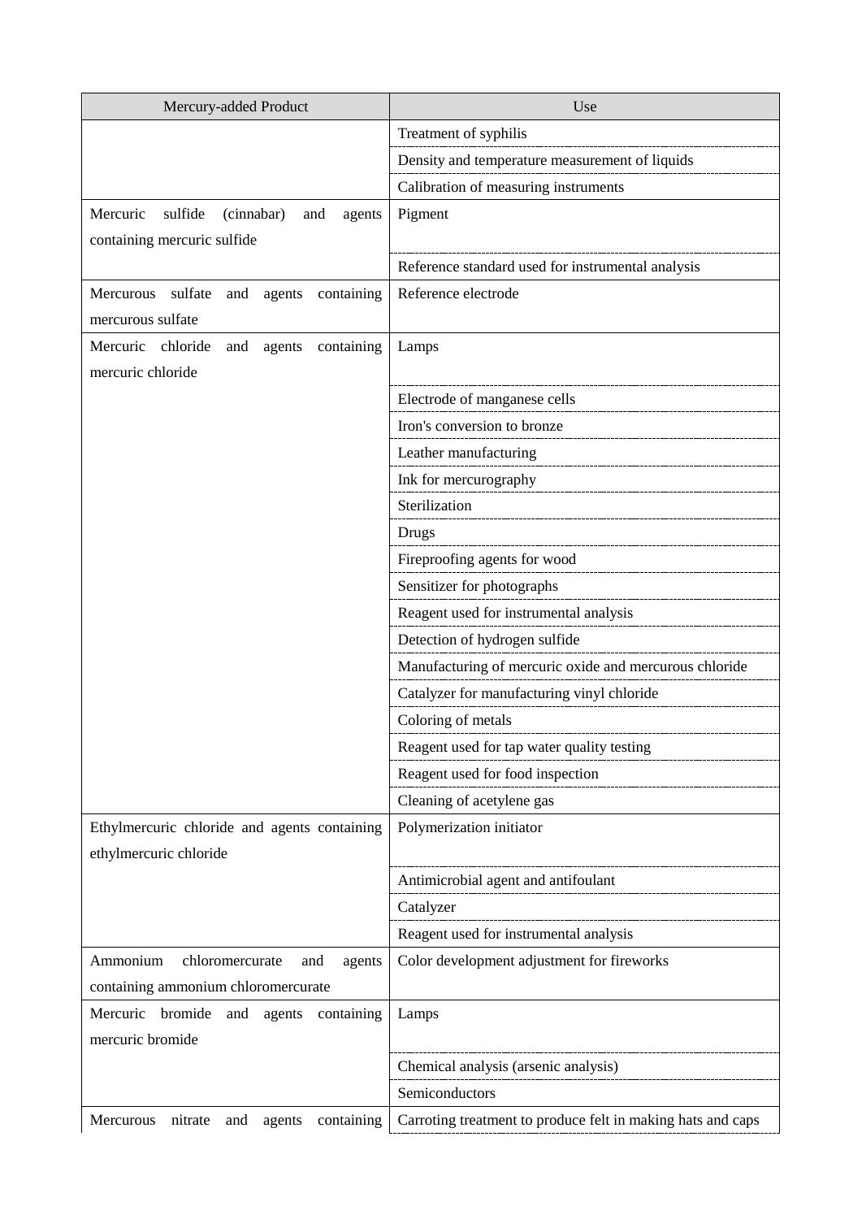| Mercury-added Product | Use |
|---|---|
| | Treatment of syphilis |
| | Density and temperature measurement of liquids |
| | Calibration of measuring instruments |
| Mercuric sulfide (cinnabar) and agents containing mercuric sulfide | Pigment |
| | Reference standard used for instrumental analysis |
| Mercurous sulfate and agents containing mercurous sulfate | Reference electrode |
| Mercuric chloride and agents containing mercuric chloride | Lamps |
| | Electrode of manganese cells |
| | Iron's conversion to bronze |
| | Leather manufacturing |
| | Ink for mercurography |
| | Sterilization |
| | Drugs |
| | Fireproofing agents for wood |
| | Sensitizer for photographs |
| | Reagent used for instrumental analysis |
| | Detection of hydrogen sulfide |
| | Manufacturing of mercuric oxide and mercurous chloride |
| | Catalyzer for manufacturing vinyl chloride |
| | Coloring of metals |
| | Reagent used for tap water quality testing |
| | Reagent used for food inspection |
| | Cleaning of acetylene gas |
| Ethylmercuric chloride and agents containing ethylmercuric chloride | Polymerization initiator |
| | Antimicrobial agent and antifoulant |
| | Catalyzer |
| | Reagent used for instrumental analysis |
| Ammonium chloromercurate and agents containing ammonium chloromercurate | Color development adjustment for fireworks |
| Mercuric bromide and agents containing mercuric bromide | Lamps |
| | Chemical analysis (arsenic analysis) |
| | Semiconductors |
| Mercurous nitrate and agents containing | Carroting treatment to produce felt in making hats and caps |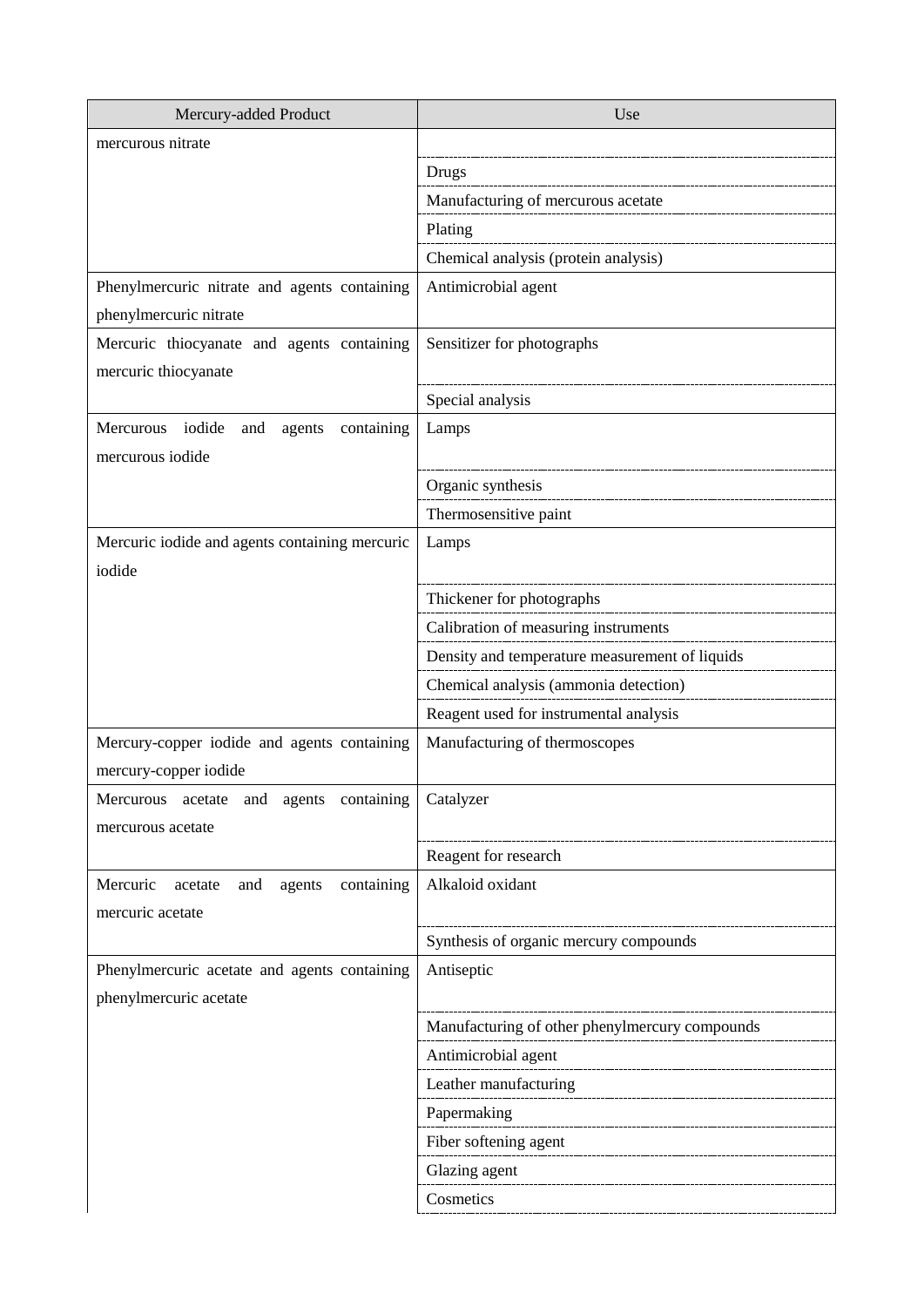| Mercury-added Product | Use |
|---|---|
| mercurous nitrate | |
| | Drugs |
| | Manufacturing of mercurous acetate |
| | Plating |
| | Chemical analysis (protein analysis) |
| Phenylmercuric nitrate and agents containing phenylmercuric nitrate | Antimicrobial agent |
| Mercuric thiocyanate and agents containing mercuric thiocyanate | Sensitizer for photographs |
| | Special analysis |
| Mercurous iodide and agents containing mercurous iodide | Lamps |
| | Organic synthesis |
| | Thermosensitive paint |
| Mercuric iodide and agents containing mercuric iodide | Lamps |
| | Thickener for photographs |
| | Calibration of measuring instruments |
| | Density and temperature measurement of liquids |
| | Chemical analysis (ammonia detection) |
| | Reagent used for instrumental analysis |
| Mercury-copper iodide and agents containing mercury-copper iodide | Manufacturing of thermoscopes |
| Mercurous acetate and agents containing mercurous acetate | Catalyzer |
| | Reagent for research |
| Mercuric acetate and agents containing mercuric acetate | Alkaloid oxidant |
| | Synthesis of organic mercury compounds |
| Phenylmercuric acetate and agents containing phenylmercuric acetate | Antiseptic |
| | Manufacturing of other phenylmercury compounds |
| | Antimicrobial agent |
| | Leather manufacturing |
| | Papermaking |
| | Fiber softening agent |
| | Glazing agent |
| | Cosmetics |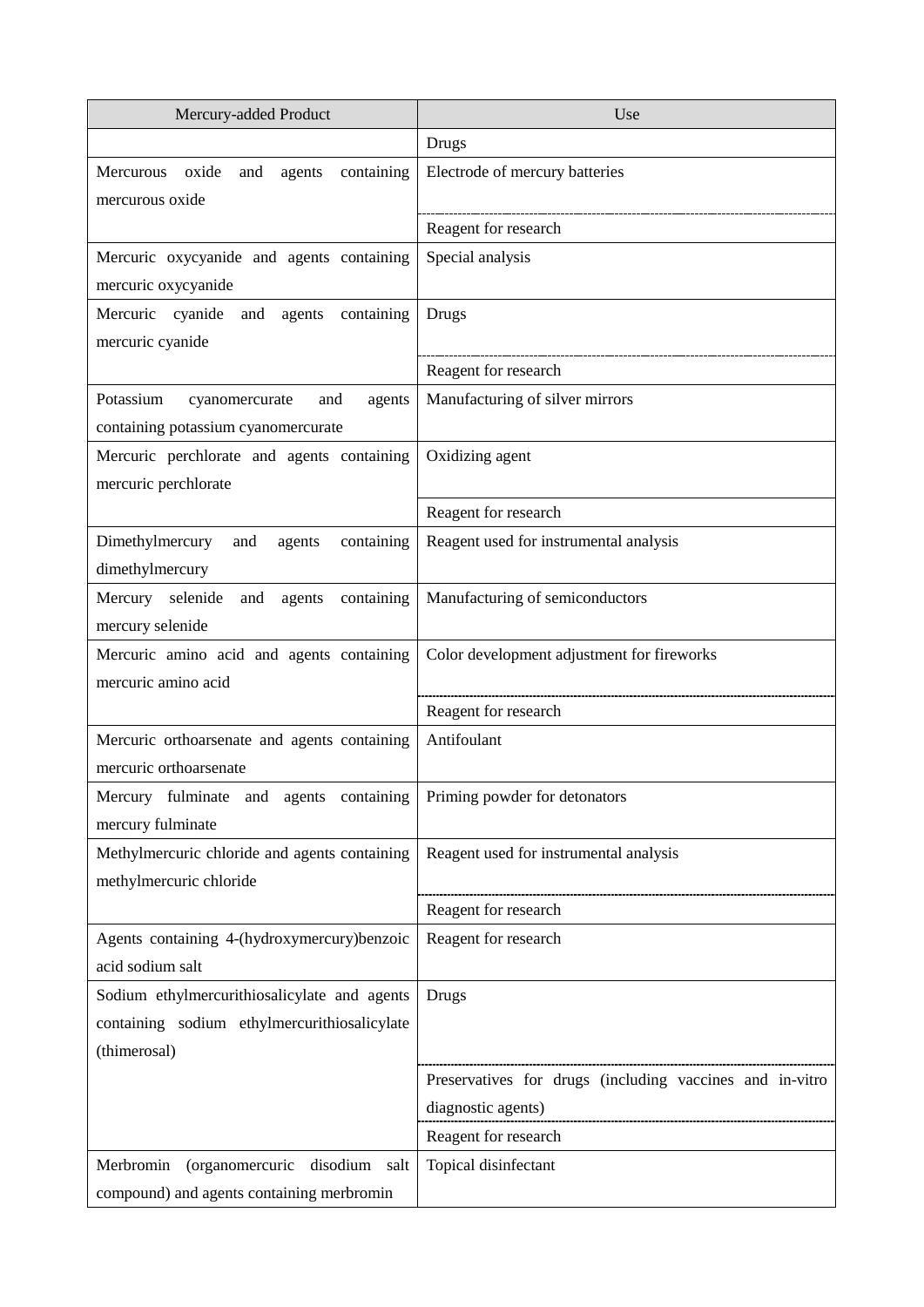| Mercury-added Product | Use |
| --- | --- |
| | Drugs |
| Mercurous oxide and agents containing mercurous oxide | Electrode of mercury batteries |
| | Reagent for research |
| Mercuric oxycyanide and agents containing mercuric oxycyanide | Special analysis |
| Mercuric cyanide and agents containing mercuric cyanide | Drugs |
| | Reagent for research |
| Potassium cyanomercurate and agents containing potassium cyanomercurate | Manufacturing of silver mirrors |
| Mercuric perchlorate and agents containing mercuric perchlorate | Oxidizing agent |
| | Reagent for research |
| Dimethylmercury and agents containing dimethylmercury | Reagent used for instrumental analysis |
| Mercury selenide and agents containing mercury selenide | Manufacturing of semiconductors |
| Mercuric amino acid and agents containing mercuric amino acid | Color development adjustment for fireworks |
| | Reagent for research |
| Mercuric orthoarsenate and agents containing mercuric orthoarsenate | Antifoulant |
| Mercury fulminate and agents containing mercury fulminate | Priming powder for detonators |
| Methylmercuric chloride and agents containing methylmercuric chloride | Reagent used for instrumental analysis |
| | Reagent for research |
| Agents containing 4-(hydroxymercury)benzoic acid sodium salt | Reagent for research |
| Sodium ethylmercurithiosalicylate and agents containing sodium ethylmercurithiosalicylate (thimerosal) | Drugs |
| | Preservatives for drugs (including vaccines and in-vitro diagnostic agents) |
| | Reagent for research |
| Merbromin (organomercuric disodium salt compound) and agents containing merbromin | Topical disinfectant |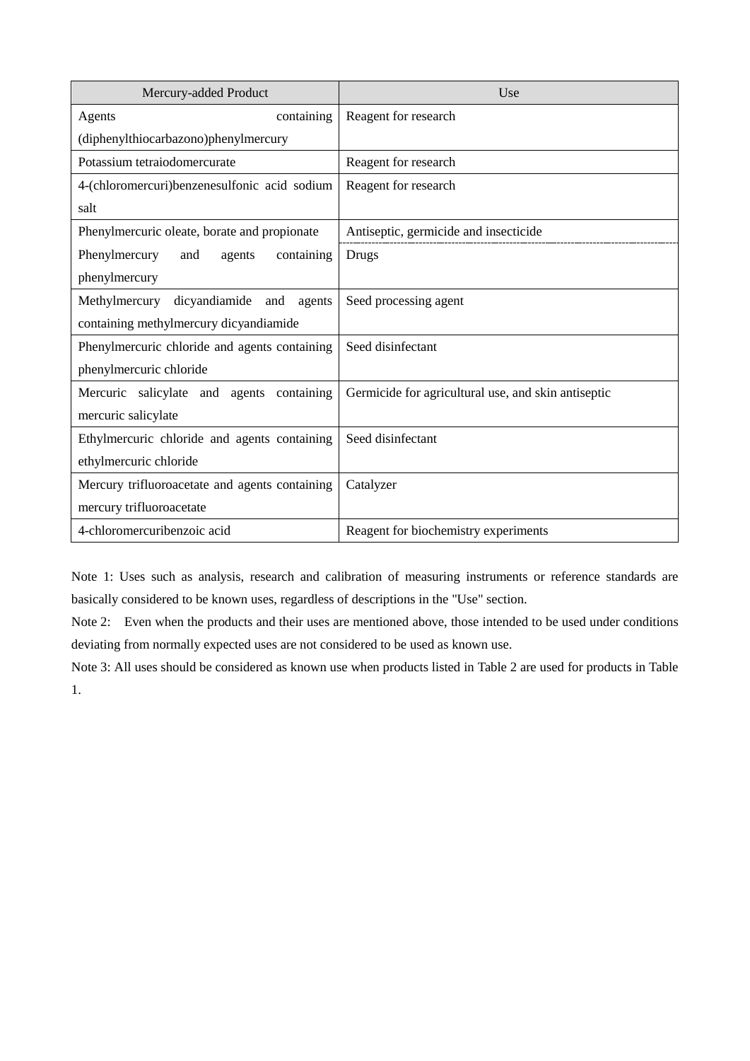| Mercury-added Product | Use |
|---|---|
| Agents containing (diphenylthiocarbazono)phenylmercury | Reagent for research |
| Potassium tetraiodomercurate | Reagent for research |
| 4-(chloromercuri)benzenesulfonic acid sodium salt | Reagent for research |
| Phenylmercuric oleate, borate and propionate | Antiseptic, germicide and insecticide |
| Phenylmercury and agents containing phenylmercury | Drugs |
| Methylmercury dicyandiamide and agents containing methylmercury dicyandiamide | Seed processing agent |
| Phenylmercuric chloride and agents containing phenylmercuric chloride | Seed disinfectant |
| Mercuric salicylate and agents containing mercuric salicylate | Germicide for agricultural use, and skin antiseptic |
| Ethylmercuric chloride and agents containing ethylmercuric chloride | Seed disinfectant |
| Mercury trifluoroacetate and agents containing mercury trifluoroacetate | Catalyzer |
| 4-chloromercuribenzoic acid | Reagent for biochemistry experiments |

Note 1: Uses such as analysis, research and calibration of measuring instruments or reference standards are basically considered to be known uses, regardless of descriptions in the "Use" section.

Note 2: Even when the products and their uses are mentioned above, those intended to be used under conditions deviating from normally expected uses are not considered to be used as known use.

Note 3: All uses should be considered as known use when products listed in Table 2 are used for products in Table 1.